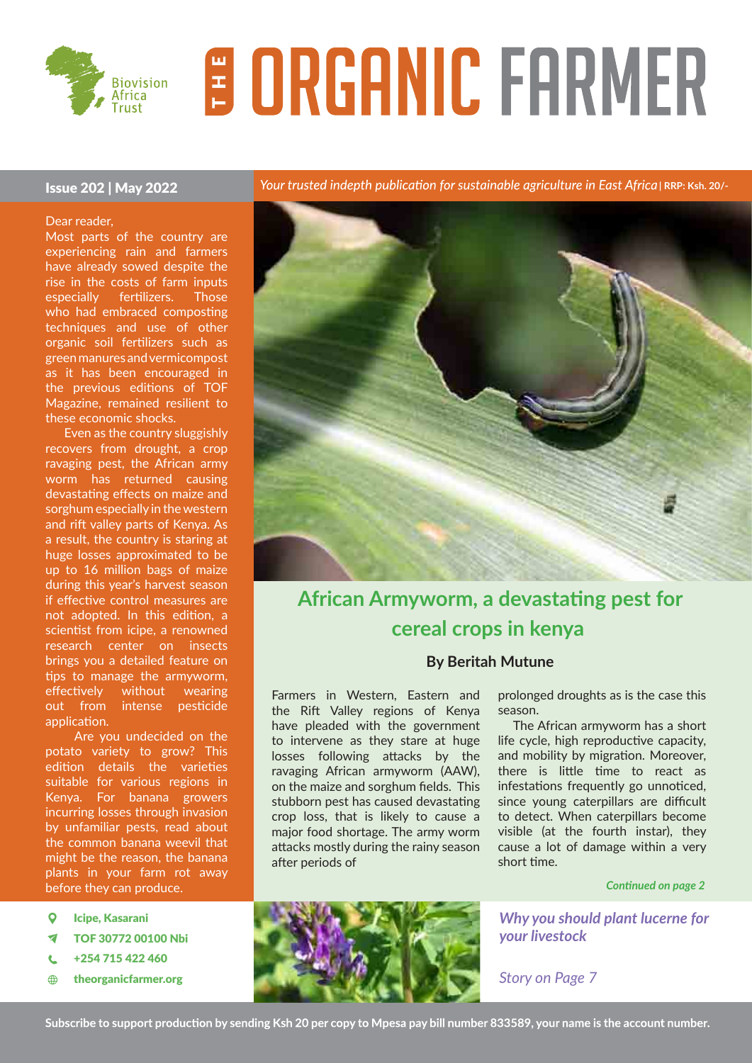# THE ORGANIC FARMER

Biovision Africa Trust

**Issue 202 | May 2022**

*Your trusted indepth publication for sustainable agriculture in East Africa* | **RRP: Ksh. 20/-**

Dear reader,

Most parts of the country are experiencing rain and farmers have already sowed despite the rise in the costs of farm inputs especially fertilizers. Those who had embraced composting techniques and use of other organic soil fertilizers such as green manures and vermicompost as it has been encouraged in the previous editions of TOF Magazine, remained resilient to these economic shocks.

Even as the country sluggishly recovers from drought, a crop ravaging pest, the African army worm has returned causing devastating effects on maize and sorghum especially in the western and rift valley parts of Kenya. As a result, the country is staring at huge losses approximated to be up to 16 million bags of maize during this year's harvest season if effective control measures are not adopted. In this edition, a scientist from icipe, a renowned research center on insects brings you a detailed feature on tips to manage the armyworm, effectively without wearing out from intense pesticide application.

Are you undecided on the potato variety to grow? This edition details the varieties suitable for various regions in Kenya. For banana growers incurring losses through invasion by unfamiliar pests, read about the common banana weevil that might be the reason, the banana plants in your farm rot away before they can produce.

- **Icipe, Kasarani**
- **TOF 30772 00100 Nbi**
- **+254 715 422 460**
- **theorganicfarmer.org**

## African Armyworm, a devastating pest for cereal crops in kenya

**By Beritah Mutune**

Farmers in Western, Eastern and the Rift Valley regions of Kenya have pleaded with the government to intervene as they stare at huge losses following attacks by the ravaging African armyworm (AAW), on the maize and sorghum fields. This stubborn pest has caused devastating crop loss, that is likely to cause a major food shortage. The army worm attacks mostly during the rainy season after periods of prolonged droughts as is the case this season.

The African armyworm has a short life cycle, high reproductive capacity, and mobility by migration. Moreover, there is little time to react as infestations frequently go unnoticed, since young caterpillars are difficult to detect. When caterpillars become visible (at the fourth instar), they cause a lot of damage within a very short time.

*Continued on page 2*

***Why you should plant lucerne for your livestock***

*Story on Page 7*

**Subscribe to support production by sending Ksh 20 per copy to Mpesa pay bill number 833589, your name is the account number.**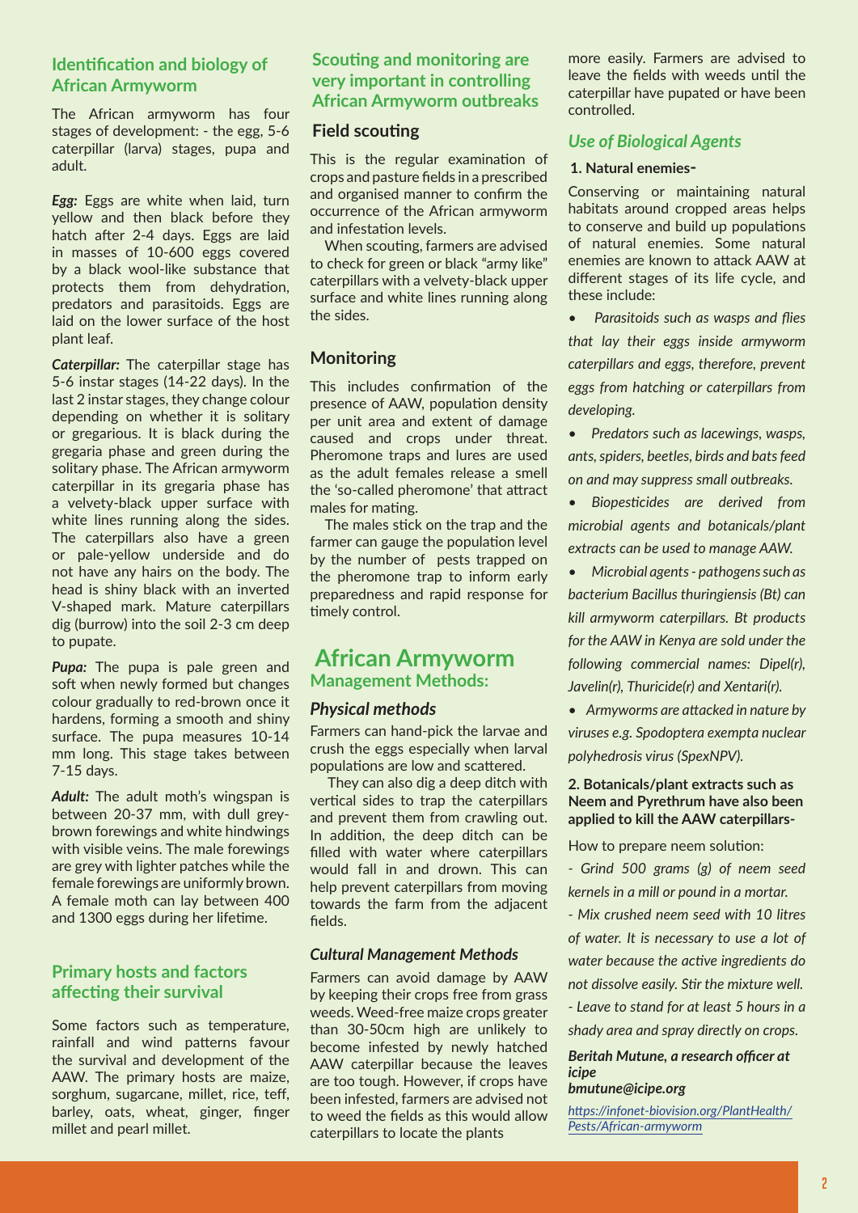## Identification and biology of African Armyworm

The African armyworm has four stages of development: - the egg, 5-6 caterpillar (larva) stages, pupa and adult.

***Egg:*** Eggs are white when laid, turn yellow and then black before they hatch after 2-4 days. Eggs are laid in masses of 10-600 eggs covered by a black wool-like substance that protects them from dehydration, predators and parasitoids. Eggs are laid on the lower surface of the host plant leaf.

***Caterpillar:*** The caterpillar stage has 5-6 instar stages (14-22 days). In the last 2 instar stages, they change colour depending on whether it is solitary or gregarious. It is black during the gregaria phase and green during the solitary phase. The African armyworm caterpillar in its gregaria phase has a velvety-black upper surface with white lines running along the sides. The caterpillars also have a green or pale-yellow underside and do not have any hairs on the body. The head is shiny black with an inverted V-shaped mark. Mature caterpillars dig (burrow) into the soil 2-3 cm deep to pupate.

***Pupa:*** The pupa is pale green and soft when newly formed but changes colour gradually to red-brown once it hardens, forming a smooth and shiny surface. The pupa measures 10-14 mm long. This stage takes between 7-15 days.

***Adult:*** The adult moth's wingspan is between 20-37 mm, with dull grey-brown forewings and white hindwings with visible veins. The male forewings are grey with lighter patches while the female forewings are uniformly brown. A female moth can lay between 400 and 1300 eggs during her lifetime.

## Primary hosts and factors affecting their survival

Some factors such as temperature, rainfall and wind patterns favour the survival and development of the AAW. The primary hosts are maize, sorghum, sugarcane, millet, rice, teff, barley, oats, wheat, ginger, finger millet and pearl millet.

## Scouting and monitoring are very important in controlling African Armyworm outbreaks

### Field scouting

This is the regular examination of crops and pasture fields in a prescribed and organised manner to confirm the occurrence of the African armyworm and infestation levels.

When scouting, farmers are advised to check for green or black "army like" caterpillars with a velvety-black upper surface and white lines running along the sides.

### Monitoring

This includes confirmation of the presence of AAW, population density per unit area and extent of damage caused and crops under threat. Pheromone traps and lures are used as the adult females release a smell the 'so-called pheromone' that attract males for mating.

The males stick on the trap and the farmer can gauge the population level by the number of pests trapped on the pheromone trap to inform early preparedness and rapid response for timely control.

# African Armyworm

## Management Methods:

### *Physical methods*

Farmers can hand-pick the larvae and crush the eggs especially when larval populations are low and scattered.

They can also dig a deep ditch with vertical sides to trap the caterpillars and prevent them from crawling out. In addition, the deep ditch can be filled with water where caterpillars would fall in and drown. This can help prevent caterpillars from moving towards the farm from the adjacent fields.

### *Cultural Management Methods*

Farmers can avoid damage by AAW by keeping their crops free from grass weeds. Weed-free maize crops greater than 30-50cm high are unlikely to become infested by newly hatched AAW caterpillar because the leaves are too tough. However, if crops have been infested, farmers are advised not to weed the fields as this would allow caterpillars to locate the plants more easily. Farmers are advised to leave the fields with weeds until the caterpillar have pupated or have been controlled.

### *Use of Biological Agents*

**1. Natural enemies-**

Conserving or maintaining natural habitats around cropped areas helps to conserve and build up populations of natural enemies. Some natural enemies are known to attack AAW at different stages of its life cycle, and these include:

- *Parasitoids such as wasps and flies that lay their eggs inside armyworm caterpillars and eggs, therefore, prevent eggs from hatching or caterpillars from developing.*
- *Predators such as lacewings, wasps, ants, spiders, beetles, birds and bats feed on and may suppress small outbreaks.*
- *Biopesticides are derived from microbial agents and botanicals/plant extracts can be used to manage AAW.*
- *Microbial agents - pathogens such as bacterium Bacillus thuringiensis (Bt) can kill armyworm caterpillars. Bt products for the AAW in Kenya are sold under the following commercial names: Dipel(r), Javelin(r), Thuricide(r) and Xentari(r).*
- *Armyworms are attacked in nature by viruses e.g. Spodoptera exempta nuclear polyhedrosis virus (SpexNPV).*

**2. Botanicals/plant extracts such as Neem and Pyrethrum have also been applied to kill the AAW caterpillars-**

How to prepare neem solution:

*- Grind 500 grams (g) of neem seed kernels in a mill or pound in a mortar.*

*- Mix crushed neem seed with 10 litres of water. It is necessary to use a lot of water because the active ingredients do not dissolve easily. Stir the mixture well.*

*- Leave to stand for at least 5 hours in a shady area and spray directly on crops.*

***Beritah Mutune, a research officer at icipe***
***bmutune@icipe.org***

*https://infonet-biovision.org/PlantHealth/Pests/African-armyworm*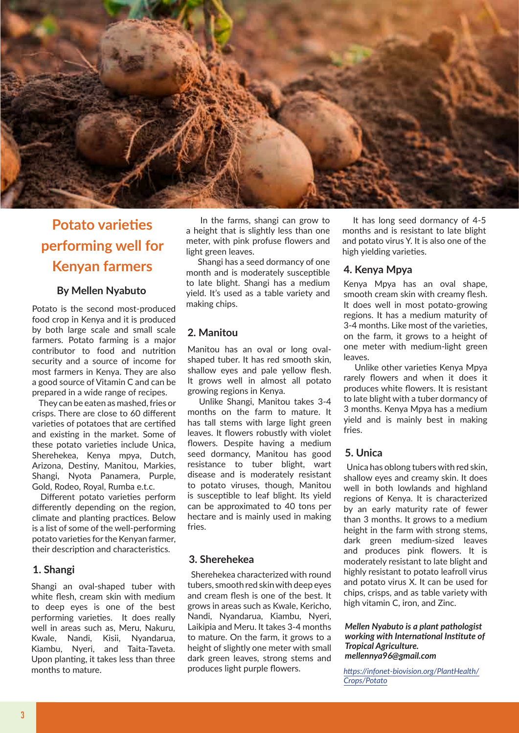# Potato varieties performing well for Kenyan farmers

**By Mellen Nyabuto**

Potato is the second most-produced food crop in Kenya and it is produced by both large scale and small scale farmers. Potato farming is a major contributor to food and nutrition security and a source of income for most farmers in Kenya. They are also a good source of Vitamin C and can be prepared in a wide range of recipes.

They can be eaten as mashed, fries or crisps. There are close to 60 different varieties of potatoes that are certified and existing in the market. Some of these potato varieties include Unica, Sherehekea, Kenya mpya, Dutch, Arizona, Destiny, Manitou, Markies, Shangi, Nyota Panamera, Purple, Gold, Rodeo, Royal, Rumba e.t.c.

Different potato varieties perform differently depending on the region, climate and planting practices. Below is a list of some of the well-performing potato varieties for the Kenyan farmer, their description and characteristics.

## 1. Shangi

Shangi an oval-shaped tuber with white flesh, cream skin with medium to deep eyes is one of the best performing varieties. It does really well in areas such as, Meru, Nakuru, Kwale, Nandi, Kisii, Nyandarua, Kiambu, Nyeri, and Taita-Taveta. Upon planting, it takes less than three months to mature.

In the farms, shangi can grow to a height that is slightly less than one meter, with pink profuse flowers and light green leaves.

Shangi has a seed dormancy of one month and is moderately susceptible to late blight. Shangi has a medium yield. It's used as a table variety and making chips.

## 2. Manitou

Manitou has an oval or long oval-shaped tuber. It has red smooth skin, shallow eyes and pale yellow flesh. It grows well in almost all potato growing regions in Kenya.

Unlike Shangi, Manitou takes 3-4 months on the farm to mature. It has tall stems with large light green leaves. It flowers robustly with violet flowers. Despite having a medium seed dormancy, Manitou has good resistance to tuber blight, wart disease and is moderately resistant to potato viruses, though, Manitou is susceptible to leaf blight. Its yield can be approximated to 40 tons per hectare and is mainly used in making fries.

## 3. Sherehekea

Sherehekea characterized with round tubers, smooth red skin with deep eyes and cream flesh is one of the best. It grows in areas such as Kwale, Kericho, Nandi, Nyandarua, Kiambu, Nyeri, Laikipia and Meru. It takes 3-4 months to mature. On the farm, it grows to a height of slightly one meter with small dark green leaves, strong stems and produces light purple flowers.

It has long seed dormancy of 4-5 months and is resistant to late blight and potato virus Y. It is also one of the high yielding varieties.

## 4. Kenya Mpya

Kenya Mpya has an oval shape, smooth cream skin with creamy flesh. It does well in most potato-growing regions. It has a medium maturity of 3-4 months. Like most of the varieties, on the farm, it grows to a height of one meter with medium-light green leaves.

Unlike other varieties Kenya Mpya rarely flowers and when it does it produces white flowers. It is resistant to late blight with a tuber dormancy of 3 months. Kenya Mpya has a medium yield and is mainly best in making fries.

## 5. Unica

Unica has oblong tubers with red skin, shallow eyes and creamy skin. It does well in both lowlands and highland regions of Kenya. It is characterized by an early maturity rate of fewer than 3 months. It grows to a medium height in the farm with strong stems, dark green medium-sized leaves and produces pink flowers. It is moderately resistant to late blight and highly resistant to potato leafroll virus and potato virus X. It can be used for chips, crisps, and as table variety with high vitamin C, iron, and Zinc.

***Mellen Nyabuto is a plant pathologist working with International Institute of Tropical Agriculture. mellennya96@gmail.com***

*https://infonet-biovision.org/PlantHealth/Crops/Potato*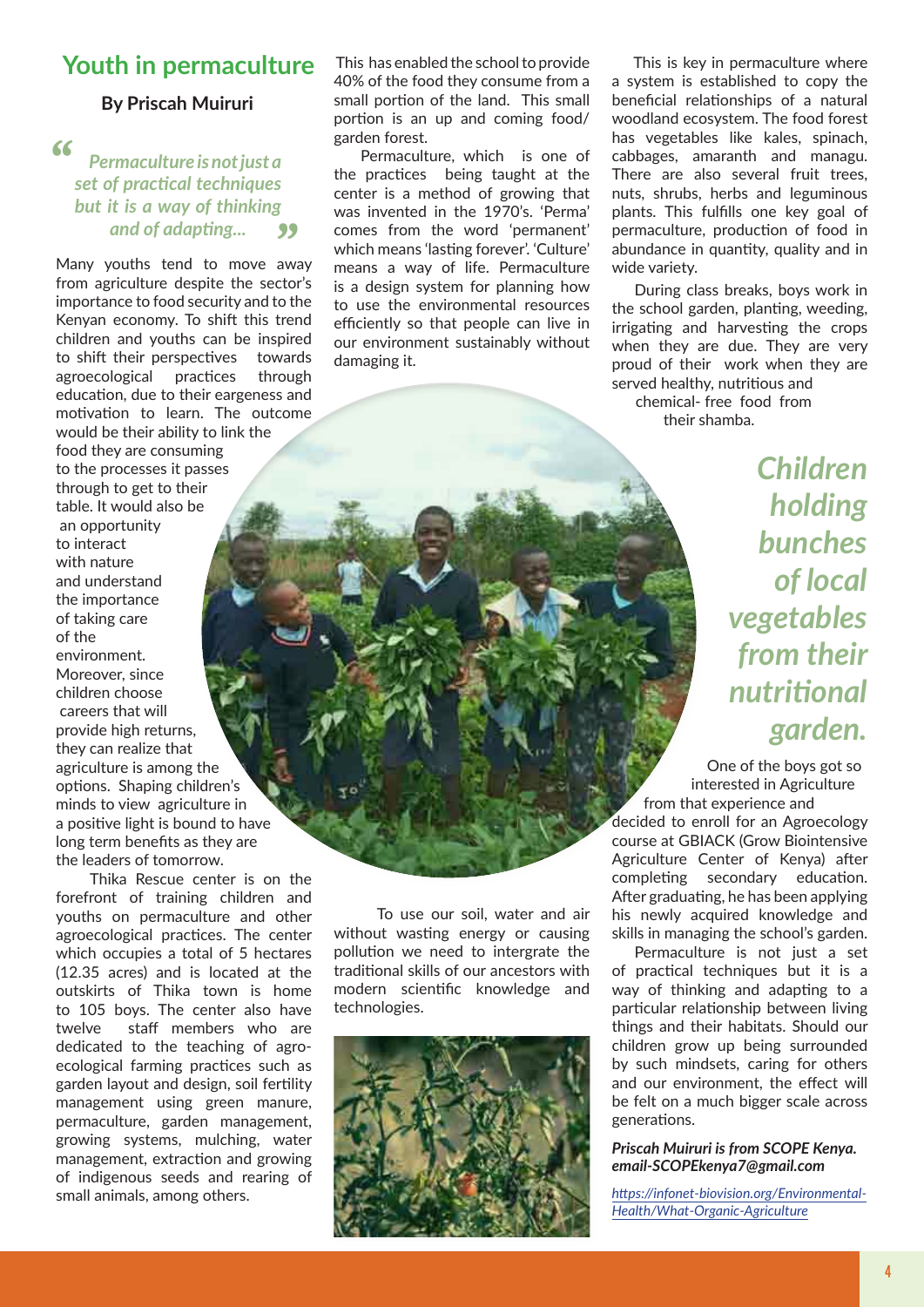# Youth in permaculture

**By Priscah Muiruri**

> *"Permaculture is not just a set of practical techniques but it is a way of thinking and of adapting..."*

Many youths tend to move away from agriculture despite the sector's importance to food security and to the Kenyan economy. To shift this trend children and youths can be inspired to shift their perspectives towards agroecological practices through education, due to their eargeness and motivation to learn. The outcome would be their ability to link the food they are consuming to the processes it passes through to get to their table. It would also be an opportunity to interact with nature and understand the importance of taking care of the environment. Moreover, since children choose careers that will provide high returns, they can realize that agriculture is among the options. Shaping children's minds to view agriculture in a positive light is bound to have long term benefits as they are the leaders of tomorrow.

Thika Rescue center is on the forefront of training children and youths on permaculture and other agroecological practices. The center which occupies a total of 5 hectares (12.35 acres) and is located at the outskirts of Thika town is home to 105 boys. The center also have twelve staff members who are dedicated to the teaching of agro-ecological farming practices such as garden layout and design, soil fertility management using green manure, permaculture, garden management, growing systems, mulching, water management, extraction and growing of indigenous seeds and rearing of small animals, among others.

This has enabled the school to provide 40% of the food they consume from a small portion of the land. This small portion is an up and coming food/garden forest.

Permaculture, which is one of the practices being taught at the center is a method of growing that was invented in the 1970's. 'Perma' comes from the word 'permanent' which means 'lasting forever'. 'Culture' means a way of life. Permaculture is a design system for planning how to use the environmental resources efficiently so that people can live in our environment sustainably without damaging it.

To use our soil, water and air without wasting energy or causing pollution we need to intergrate the traditional skills of our ancestors with modern scientific knowledge and technologies.

This is key in permaculture where a system is established to copy the beneficial relationships of a natural woodland ecosystem. The food forest has vegetables like kales, spinach, cabbages, amaranth and managu. There are also several fruit trees, nuts, shrubs, herbs and leguminous plants. This fulfills one key goal of permaculture, production of food in abundance in quantity, quality and in wide variety.

During class breaks, boys work in the school garden, planting, weeding, irrigating and harvesting the crops when they are due. They are very proud of their work when they are served healthy, nutritious and chemical- free food from their shamba.

*Children holding bunches of local vegetables from their nutritional garden.*

One of the boys got so interested in Agriculture from that experience and decided to enroll for an Agroecology course at GBIACK (Grow Biointensive Agriculture Center of Kenya) after completing secondary education. After graduating, he has been applying his newly acquired knowledge and skills in managing the school's garden.

Permaculture is not just a set of practical techniques but it is a way of thinking and adapting to a particular relationship between living things and their habitats. Should our children grow up being surrounded by such mindsets, caring for others and our environment, the effect will be felt on a much bigger scale across generations.

***Priscah Muiruri is from SCOPE Kenya. email-SCOPEkenya7@gmail.com***

*https://infonet-biovision.org/Environmental-Health/What-Organic-Agriculture*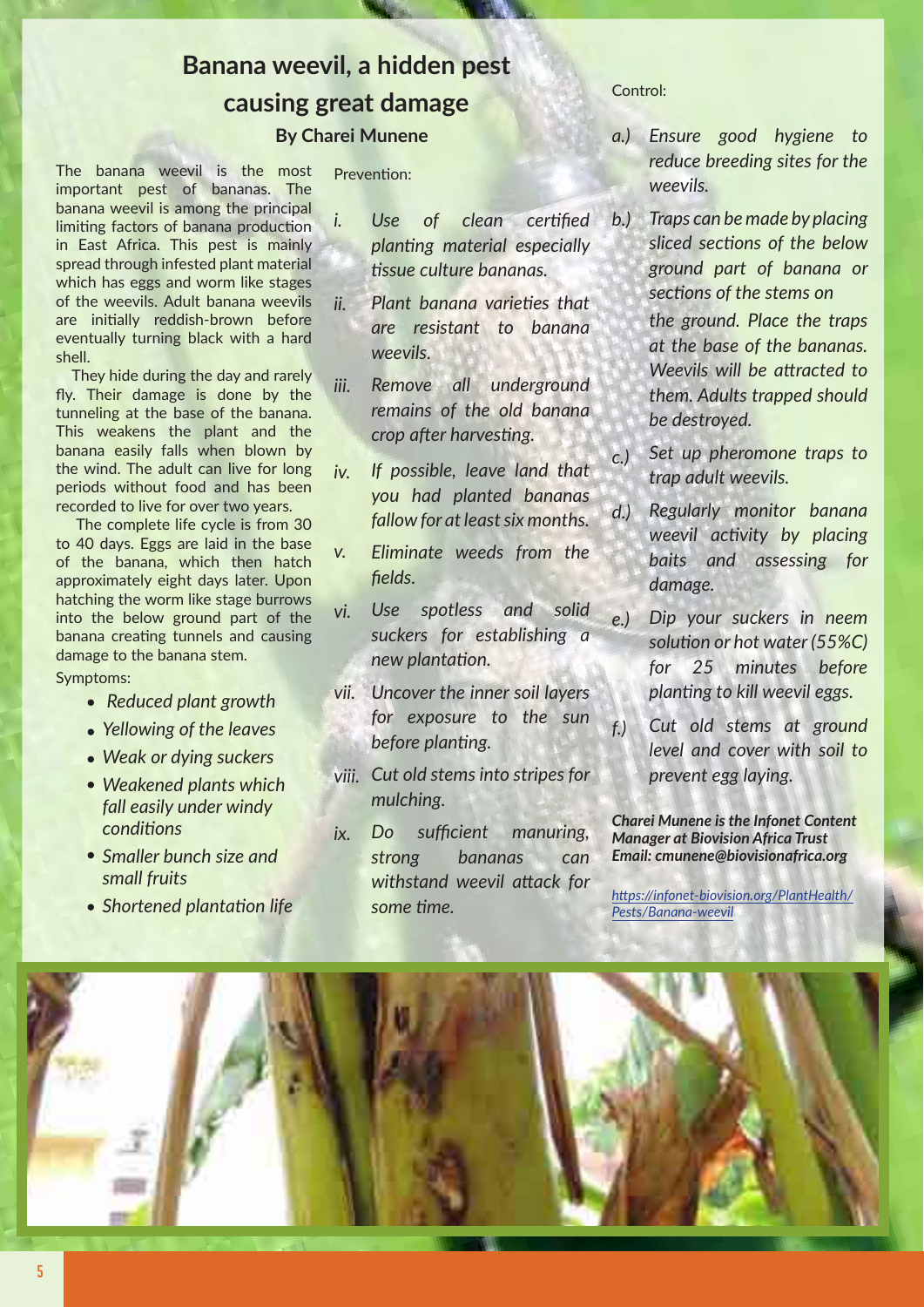# Banana weevil, a hidden pest causing great damage

**By Charei Munene**

The banana weevil is the most important pest of bananas. The banana weevil is among the principal limiting factors of banana production in East Africa. This pest is mainly spread through infested plant material which has eggs and worm like stages of the weevils. Adult banana weevils are initially reddish-brown before eventually turning black with a hard shell.

They hide during the day and rarely fly. Their damage is done by the tunneling at the base of the banana. This weakens the plant and the banana easily falls when blown by the wind. The adult can live for long periods without food and has been recorded to live for over two years.

The complete life cycle is from 30 to 40 days. Eggs are laid in the base of the banana, which then hatch approximately eight days later. Upon hatching the worm like stage burrows into the below ground part of the banana creating tunnels and causing damage to the banana stem.

Symptoms:

- *Reduced plant growth*
- *Yellowing of the leaves*
- *Weak or dying suckers*
- *Weakened plants which fall easily under windy conditions*
- *Smaller bunch size and small fruits*
- *Shortened plantation life*

Prevention:

i. *Use of clean certified planting material especially tissue culture bananas.*

ii. *Plant banana varieties that are resistant to banana weevils.*

iii. *Remove all underground remains of the old banana crop after harvesting.*

iv. *If possible, leave land that you had planted bananas fallow for at least six months.*

v. *Eliminate weeds from the fields.*

vi. *Use spotless and solid suckers for establishing a new plantation.*

vii. *Uncover the inner soil layers for exposure to the sun before planting.*

viii. *Cut old stems into stripes for mulching.*

ix. *Do sufficient manuring, strong bananas can withstand weevil attack for some time.*

Control:

a.) *Ensure good hygiene to reduce breeding sites for the weevils.*

b.) *Traps can be made by placing sliced sections of the below ground part of banana or sections of the stems on the ground. Place the traps at the base of the bananas. Weevils will be attracted to them. Adults trapped should be destroyed.*

c.) *Set up pheromone traps to trap adult weevils.*

d.) *Regularly monitor banana weevil activity by placing baits and assessing for damage.*

e.) *Dip your suckers in neem solution or hot water (55%C) for 25 minutes before planting to kill weevil eggs.*

f.) *Cut old stems at ground level and cover with soil to prevent egg laying.*

***Charei Munene is the Infonet Content Manager at Biovision Africa Trust***
***Email: cmunene@biovisionafrica.org***

*https://infonet-biovision.org/PlantHealth/Pests/Banana-weevil*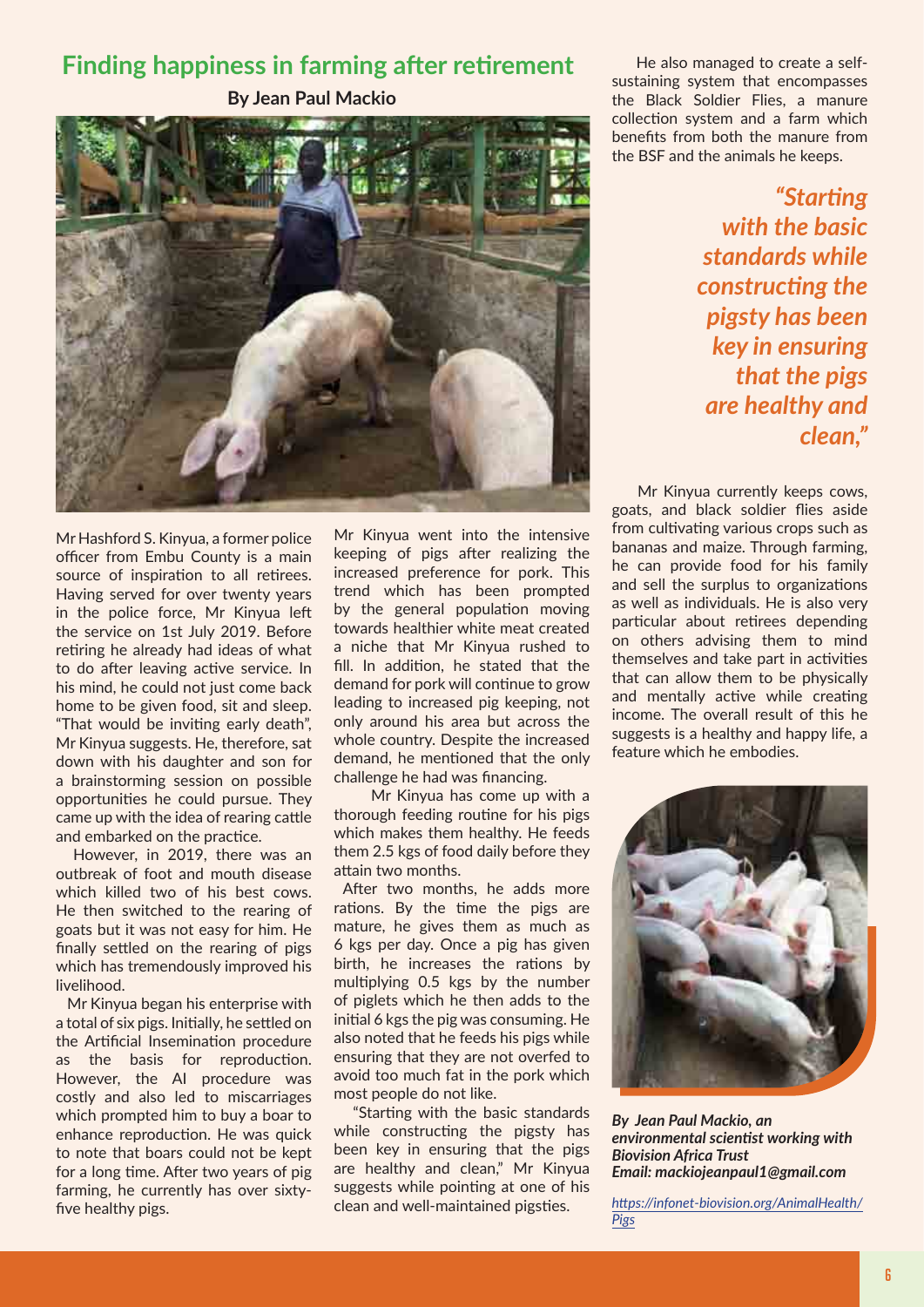# Finding happiness in farming after retirement

**By Jean Paul Mackio**

Mr Hashford S. Kinyua, a former police officer from Embu County is a main source of inspiration to all retirees. Having served for over twenty years in the police force, Mr Kinyua left the service on 1st July 2019. Before retiring he already had ideas of what to do after leaving active service. In his mind, he could not just come back home to be given food, sit and sleep. "That would be inviting early death", Mr Kinyua suggests. He, therefore, sat down with his daughter and son for a brainstorming session on possible opportunities he could pursue. They came up with the idea of rearing cattle and embarked on the practice.

However, in 2019, there was an outbreak of foot and mouth disease which killed two of his best cows. He then switched to the rearing of goats but it was not easy for him. He finally settled on the rearing of pigs which has tremendously improved his livelihood.

Mr Kinyua began his enterprise with a total of six pigs. Initially, he settled on the Artificial Insemination procedure as the basis for reproduction. However, the AI procedure was costly and also led to miscarriages which prompted him to buy a boar to enhance reproduction. He was quick to note that boars could not be kept for a long time. After two years of pig farming, he currently has over sixty-five healthy pigs.

Mr Kinyua went into the intensive keeping of pigs after realizing the increased preference for pork. This trend which has been prompted by the general population moving towards healthier white meat created a niche that Mr Kinyua rushed to fill. In addition, he stated that the demand for pork will continue to grow leading to increased pig keeping, not only around his area but across the whole country. Despite the increased demand, he mentioned that the only challenge he had was financing.

Mr Kinyua has come up with a thorough feeding routine for his pigs which makes them healthy. He feeds them 2.5 kgs of food daily before they attain two months.

After two months, he adds more rations. By the time the pigs are mature, he gives them as much as 6 kgs per day. Once a pig has given birth, he increases the rations by multiplying 0.5 kgs by the number of piglets which he then adds to the initial 6 kgs the pig was consuming. He also noted that he feeds his pigs while ensuring that they are not overfed to avoid too much fat in the pork which most people do not like.

"Starting with the basic standards while constructing the pigsty has been key in ensuring that the pigs are healthy and clean," Mr Kinyua suggests while pointing at one of his clean and well-maintained pigsties.

He also managed to create a self-sustaining system that encompasses the Black Soldier Flies, a manure collection system and a farm which benefits from both the manure from the BSF and the animals he keeps.

> ***"Starting with the basic standards while constructing the pigsty has been key in ensuring that the pigs are healthy and clean,"***

Mr Kinyua currently keeps cows, goats, and black soldier flies aside from cultivating various crops such as bananas and maize. Through farming, he can provide food for his family and sell the surplus to organizations as well as individuals. He is also very particular about retirees depending on others advising them to mind themselves and take part in activities that can allow them to be physically and mentally active while creating income. The overall result of this he suggests is a healthy and happy life, a feature which he embodies.

***By Jean Paul Mackio, an environmental scientist working with Biovision Africa Trust***
***Email: mackiojeanpaul1@gmail.com***

*https://infonet-biovision.org/AnimalHealth/Pigs*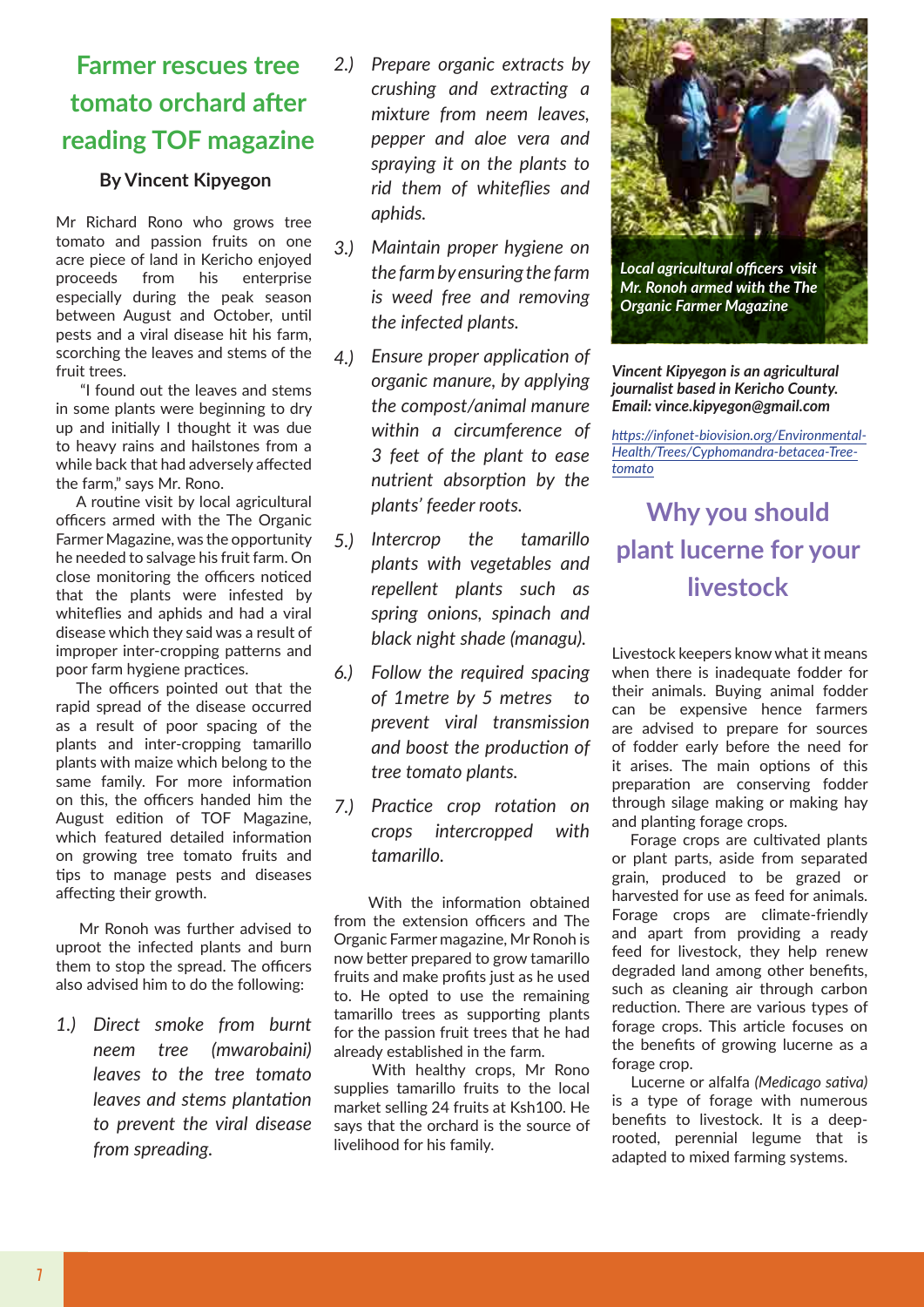# Farmer rescues tree tomato orchard after reading TOF magazine

**By Vincent Kipyegon**

Mr Richard Rono who grows tree tomato and passion fruits on one acre piece of land in Kericho enjoyed proceeds from his enterprise especially during the peak season between August and October, until pests and a viral disease hit his farm, scorching the leaves and stems of the fruit trees.

"I found out the leaves and stems in some plants were beginning to dry up and initially I thought it was due to heavy rains and hailstones from a while back that had adversely affected the farm," says Mr. Rono.

A routine visit by local agricultural officers armed with the The Organic Farmer Magazine, was the opportunity he needed to salvage his fruit farm. On close monitoring the officers noticed that the plants were infested by whiteflies and aphids and had a viral disease which they said was a result of improper inter-cropping patterns and poor farm hygiene practices.

The officers pointed out that the rapid spread of the disease occurred as a result of poor spacing of the plants and inter-cropping tamarillo plants with maize which belong to the same family. For more information on this, the officers handed him the August edition of TOF Magazine, which featured detailed information on growing tree tomato fruits and tips to manage pests and diseases affecting their growth.

Mr Ronoh was further advised to uproot the infected plants and burn them to stop the spread. The officers also advised him to do the following:

1.) *Direct smoke from burnt neem tree (mwarobaini) leaves to the tree tomato leaves and stems plantation to prevent the viral disease from spreading.*

2.) *Prepare organic extracts by crushing and extracting a mixture from neem leaves, pepper and aloe vera and spraying it on the plants to rid them of whiteflies and aphids.*

3.) *Maintain proper hygiene on the farm by ensuring the farm is weed free and removing the infected plants.*

4.) *Ensure proper application of organic manure, by applying the compost/animal manure within a circumference of 3 feet of the plant to ease nutrient absorption by the plants' feeder roots.*

5.) *Intercrop the tamarillo plants with vegetables and repellent plants such as spring onions, spinach and black night shade (managu).*

6.) *Follow the required spacing of 1metre by 5 metres to prevent viral transmission and boost the production of tree tomato plants.*

7.) *Practice crop rotation on crops intercropped with tamarillo.*

With the information obtained from the extension officers and The Organic Farmer magazine, Mr Ronoh is now better prepared to grow tamarillo fruits and make profits just as he used to. He opted to use the remaining tamarillo trees as supporting plants for the passion fruit trees that he had already established in the farm.

With healthy crops, Mr Rono supplies tamarillo fruits to the local market selling 24 fruits at Ksh100. He says that the orchard is the source of livelihood for his family.

***Local agricultural officers visit Mr. Ronoh armed with the The Organic Farmer Magazine***

***Vincent Kipyegon is an agricultural journalist based in Kericho County. Email: vince.kipyegon@gmail.com***

*https://infonet-biovision.org/Environmental-Health/Trees/Cyphomandra-betacea-Tree-tomato*

# Why you should plant lucerne for your livestock

Livestock keepers know what it means when there is inadequate fodder for their animals. Buying animal fodder can be expensive hence farmers are advised to prepare for sources of fodder early before the need for it arises. The main options of this preparation are conserving fodder through silage making or making hay and planting forage crops.

Forage crops are cultivated plants or plant parts, aside from separated grain, produced to be grazed or harvested for use as feed for animals. Forage crops are climate-friendly and apart from providing a ready feed for livestock, they help renew degraded land among other benefits, such as cleaning air through carbon reduction. There are various types of forage crops. This article focuses on the benefits of growing lucerne as a forage crop.

Lucerne or alfalfa *(Medicago sativa)* is a type of forage with numerous benefits to livestock. It is a deep-rooted, perennial legume that is adapted to mixed farming systems.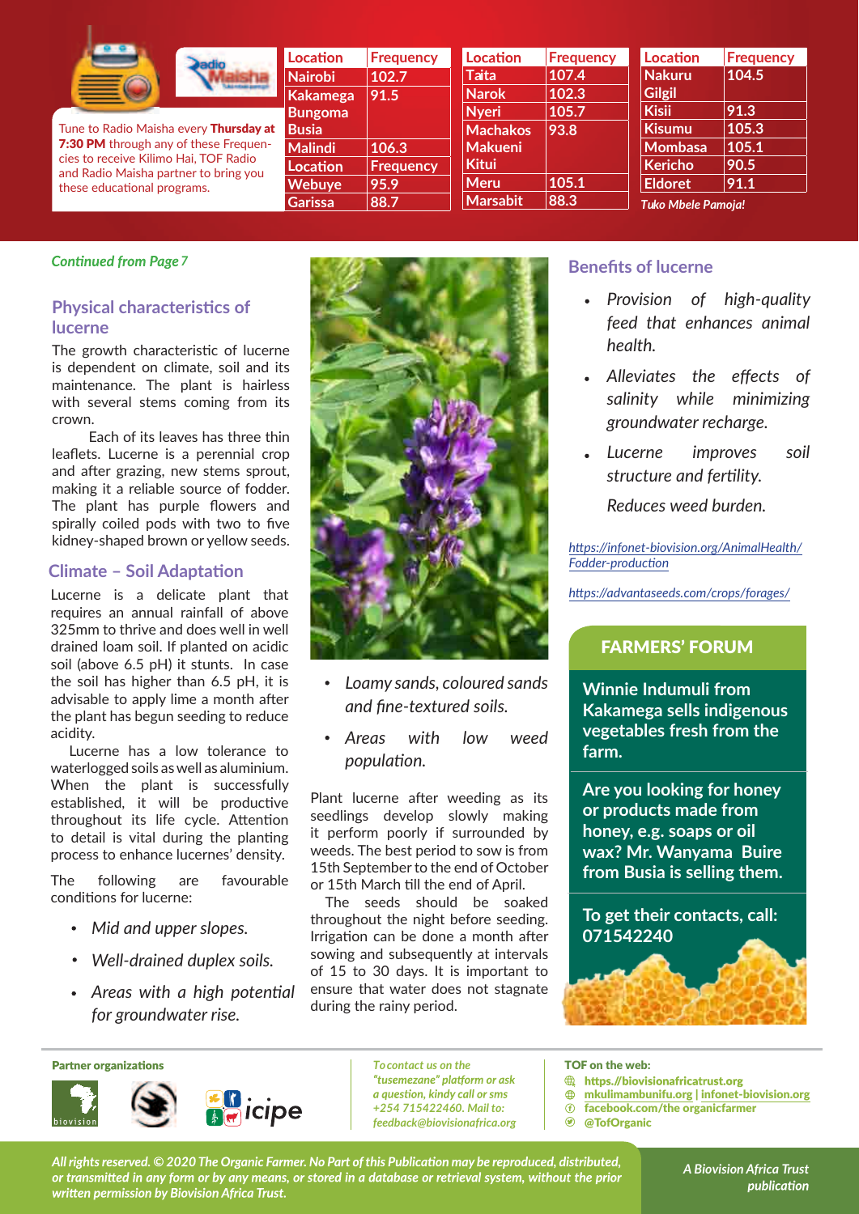Tune to Radio Maisha every **Thursday at 7:30 PM** through any of these Frequencies to receive Kilimo Hai, TOF Radio and Radio Maisha partner to bring you these educational programs.

| Location | Frequency |
|---|---|
| Nairobi | 102.7 |
| Kakamega Bungoma Busia | 91.5 |
| Malindi | 106.3 |
| Webuye | 95.9 |
| Garissa | 88.7 |
| Taita | 107.4 |
| Narok | 102.3 |
| Nyeri | 105.7 |
| Machakos Makueni Kitui | 93.8 |
| Meru | 105.1 |
| Marsabit | 88.3 |
| Nakuru Gilgil | 104.5 |
| Kisii | 91.3 |
| Kisumu | 105.3 |
| Mombasa | 105.1 |
| Kericho | 90.5 |
| Eldoret | 91.1 |

*Tuko Mbele Pamoja!*

*Continued from Page 7*

## Physical characteristics of lucerne

The growth characteristic of lucerne is dependent on climate, soil and its maintenance. The plant is hairless with several stems coming from its crown.

Each of its leaves has three thin leaflets. Lucerne is a perennial crop and after grazing, new stems sprout, making it a reliable source of fodder. The plant has purple flowers and spirally coiled pods with two to five kidney-shaped brown or yellow seeds.

## Climate – Soil Adaptation

Lucerne is a delicate plant that requires an annual rainfall of above 325mm to thrive and does well in well drained loam soil. If planted on acidic soil (above 6.5 pH) it stunts. In case the soil has higher than 6.5 pH, it is advisable to apply lime a month after the plant has begun seeding to reduce acidity.

Lucerne has a low tolerance to waterlogged soils as well as aluminium. When the plant is successfully established, it will be productive throughout its life cycle. Attention to detail is vital during the planting process to enhance lucernes' density.

The following are favourable conditions for lucerne:

- *Mid and upper slopes.*
- *Well-drained duplex soils.*
- *Areas with a high potential for groundwater rise.*
- *Loamy sands, coloured sands and fine-textured soils.*
- *Areas with low weed population.*

Plant lucerne after weeding as its seedlings develop slowly making it perform poorly if surrounded by weeds. The best period to sow is from 15th September to the end of October or 15th March till the end of April.

The seeds should be soaked throughout the night before seeding. Irrigation can be done a month after sowing and subsequently at intervals of 15 to 30 days. It is important to ensure that water does not stagnate during the rainy period.

## Benefits of lucerne

- *Provision of high-quality feed that enhances animal health.*
- *Alleviates the effects of salinity while minimizing groundwater recharge.*
- *Lucerne improves soil structure and fertility.*

  *Reduces weed burden.*

https://infonet-biovision.org/AnimalHealth/Fodder-production

https://advantaseeds.com/crops/forages/

## FARMERS' FORUM

**Winnie Indumuli from Kakamega sells indigenous vegetables fresh from the farm.**

**Are you looking for honey or products made from honey, e.g. soaps or oil wax? Mr. Wanyama Buire from Busia is selling them.**

**To get their contacts, call: 071542240**

**Partner organizations**

*To contact us on the "tusemezane" platform or ask a question, kindy call or sms +254 715422460. Mail to: feedback@biovisionafrica.org*

**TOF on the web:**
- **https://biovisionafricatrust.org**
- **mkulimambunifu.org | infonet-biovision.org**
- **facebook.com/the organicfarmer**
- **@TofOrganic**

*All rights reserved. © 2020 The Organic Farmer. No Part of this Publication may be reproduced, distributed, or transmitted in any form or by any means, or stored in a database or retrieval system, without the prior written permission by Biovision Africa Trust.*

*A Biovision Africa Trust publication*